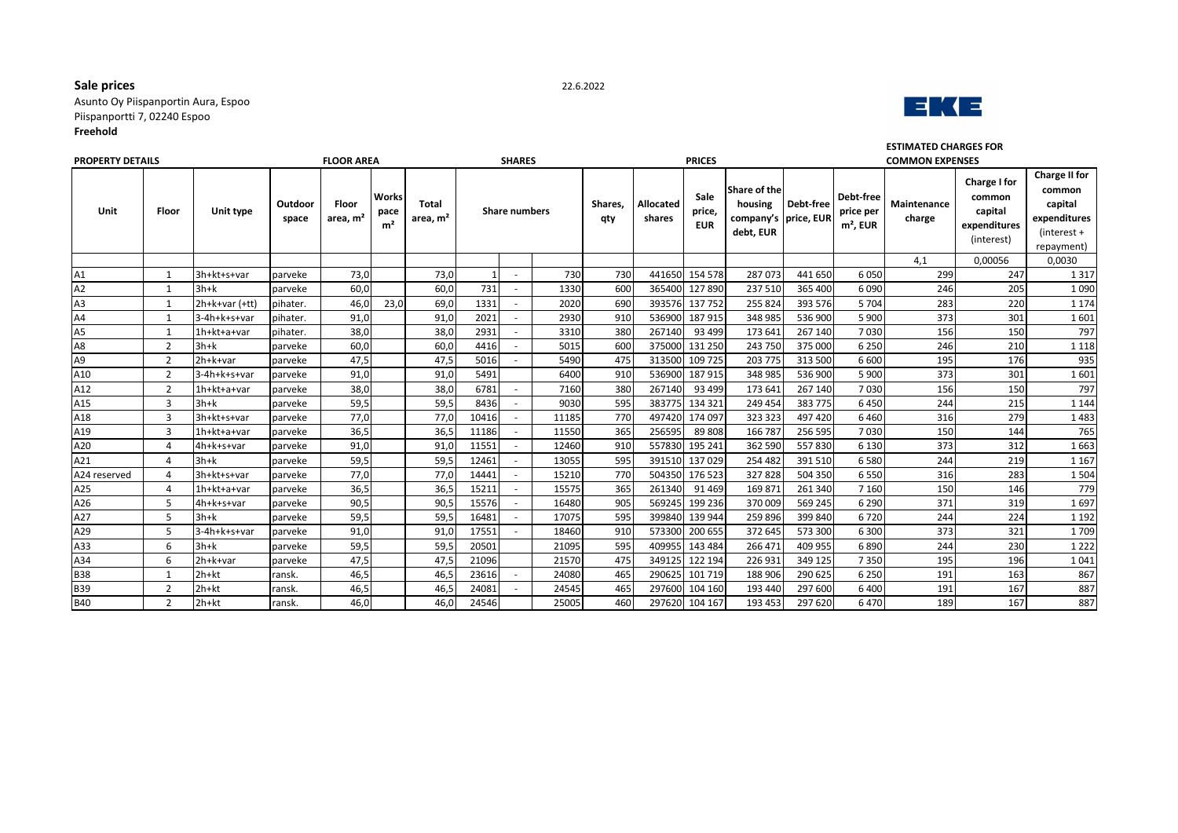**Sale prices**

22.6.2022

Asunto Oy Piispanportin Aura, Espoo
Piispanportti 7, 02240 Espoo
**Freehold**

EKE

| PROPERTY DETAILS | | | | FLOOR AREA | | | SHARES | | | | | PRICES | | | | | ESTIMATED CHARGES FOR COMMON EXPENSES | | |
|---|---|---|---|---|---|---|---|---|---|---|---|---|---|---|---|---|---|---|---|
| Unit | Floor | Unit type | Outdoor space | Floor area, m² | Works pace m² | Total area, m² | Share numbers | | | Shares, qty | Allocated shares | Sale price, EUR | Share of the housing company's debt, EUR | Debt-free price, EUR | Debt-free price per m², EUR | Maintenance charge | Charge I for common capital expenditures (interest) | Charge II for common capital expenditures (interest + repayment) |
| | | | | | | | | | | | | | | | | 4,1 | 0,00056 | 0,0030 |
| A1 | 1 | 3h+kt+s+var | parveke | 73,0 | | 73,0 | 1 | - | 730 | 730 | 441650 | 154 578 | 287 073 | 441 650 | 6 050 | 299 | 247 | 1 317 |
| A2 | 1 | 3h+k | parveke | 60,0 | | 60,0 | 731 | - | 1330 | 600 | 365400 | 127 890 | 237 510 | 365 400 | 6 090 | 246 | 205 | 1 090 |
| A3 | 1 | 2h+k+var (+tt) | pihater. | 46,0 | 23,0 | 69,0 | 1331 | - | 2020 | 690 | 393576 | 137 752 | 255 824 | 393 576 | 5 704 | 283 | 220 | 1 174 |
| A4 | 1 | 3-4h+k+s+var | pihater. | 91,0 | | 91,0 | 2021 | - | 2930 | 910 | 536900 | 187 915 | 348 985 | 536 900 | 5 900 | 373 | 301 | 1 601 |
| A5 | 1 | 1h+kt+a+var | pihater. | 38,0 | | 38,0 | 2931 | - | 3310 | 380 | 267140 | 93 499 | 173 641 | 267 140 | 7 030 | 156 | 150 | 797 |
| A8 | 2 | 3h+k | parveke | 60,0 | | 60,0 | 4416 | - | 5015 | 600 | 375000 | 131 250 | 243 750 | 375 000 | 6 250 | 246 | 210 | 1 118 |
| A9 | 2 | 2h+k+var | parveke | 47,5 | | 47,5 | 5016 | - | 5490 | 475 | 313500 | 109 725 | 203 775 | 313 500 | 6 600 | 195 | 176 | 935 |
| A10 | 2 | 3-4h+k+s+var | parveke | 91,0 | | 91,0 | 5491 | | 6400 | 910 | 536900 | 187 915 | 348 985 | 536 900 | 5 900 | 373 | 301 | 1 601 |
| A12 | 2 | 1h+kt+a+var | parveke | 38,0 | | 38,0 | 6781 | - | 7160 | 380 | 267140 | 93 499 | 173 641 | 267 140 | 7 030 | 156 | 150 | 797 |
| A15 | 3 | 3h+k | parveke | 59,5 | | 59,5 | 8436 | - | 9030 | 595 | 383775 | 134 321 | 249 454 | 383 775 | 6 450 | 244 | 215 | 1 144 |
| A18 | 3 | 3h+kt+s+var | parveke | 77,0 | | 77,0 | 10416 | - | 11185 | 770 | 497420 | 174 097 | 323 323 | 497 420 | 6 460 | 316 | 279 | 1 483 |
| A19 | 3 | 1h+kt+a+var | parveke | 36,5 | | 36,5 | 11186 | - | 11550 | 365 | 256595 | 89 808 | 166 787 | 256 595 | 7 030 | 150 | 144 | 765 |
| A20 | 4 | 4h+k+s+var | parveke | 91,0 | | 91,0 | 11551 | - | 12460 | 910 | 557830 | 195 241 | 362 590 | 557 830 | 6 130 | 373 | 312 | 1 663 |
| A21 | 4 | 3h+k | parveke | 59,5 | | 59,5 | 12461 | - | 13055 | 595 | 391510 | 137 029 | 254 482 | 391 510 | 6 580 | 244 | 219 | 1 167 |
| A24 reserved | 4 | 3h+kt+s+var | parveke | 77,0 | | 77,0 | 14441 | - | 15210 | 770 | 504350 | 176 523 | 327 828 | 504 350 | 6 550 | 316 | 283 | 1 504 |
| A25 | 4 | 1h+kt+a+var | parveke | 36,5 | | 36,5 | 15211 | - | 15575 | 365 | 261340 | 91 469 | 169 871 | 261 340 | 7 160 | 150 | 146 | 779 |
| A26 | 5 | 4h+k+s+var | parveke | 90,5 | | 90,5 | 15576 | - | 16480 | 905 | 569245 | 199 236 | 370 009 | 569 245 | 6 290 | 371 | 319 | 1 697 |
| A27 | 5 | 3h+k | parveke | 59,5 | | 59,5 | 16481 | - | 17075 | 595 | 399840 | 139 944 | 259 896 | 399 840 | 6 720 | 244 | 224 | 1 192 |
| A29 | 5 | 3-4h+k+s+var | parveke | 91,0 | | 91,0 | 17551 | - | 18460 | 910 | 573300 | 200 655 | 372 645 | 573 300 | 6 300 | 373 | 321 | 1 709 |
| A33 | 6 | 3h+k | parveke | 59,5 | | 59,5 | 20501 | | 21095 | 595 | 409955 | 143 484 | 266 471 | 409 955 | 6 890 | 244 | 230 | 1 222 |
| A34 | 6 | 2h+k+var | parveke | 47,5 | | 47,5 | 21096 | | 21570 | 475 | 349125 | 122 194 | 226 931 | 349 125 | 7 350 | 195 | 196 | 1 041 |
| B38 | 1 | 2h+kt | ransk. | 46,5 | | 46,5 | 23616 | - | 24080 | 465 | 290625 | 101 719 | 188 906 | 290 625 | 6 250 | 191 | 163 | 867 |
| B39 | 2 | 2h+kt | ransk. | 46,5 | | 46,5 | 24081 | - | 24545 | 465 | 297600 | 104 160 | 193 440 | 297 600 | 6 400 | 191 | 167 | 887 |
| B40 | 2 | 2h+kt | ransk. | 46,0 | | 46,0 | 24546 | | 25005 | 460 | 297620 | 104 167 | 193 453 | 297 620 | 6 470 | 189 | 167 | 887 |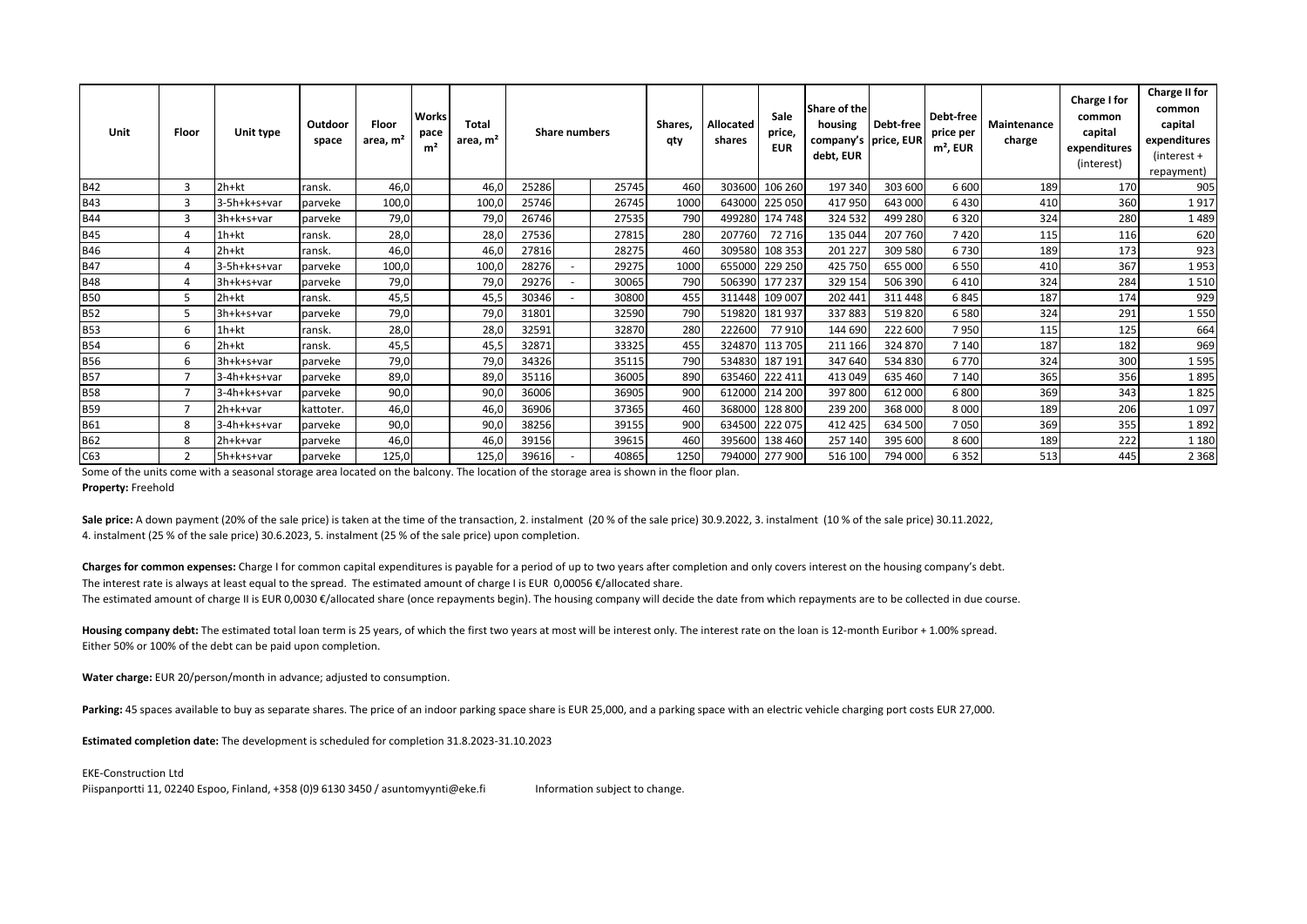| Unit | Floor | Unit type | Outdoor space | Floor area, m² | Works pace m² | Total area, m² | Share numbers | | | Shares, qty | Allocated shares | Sale price, EUR | Share of the housing company's debt, EUR | Debt-free price, EUR | Debt-free price per m², EUR | Maintenance charge | Charge I for common capital expenditures (interest) | Charge II for common capital expenditures (interest + repayment) |
|---|---|---|---|---|---|---|---|---|---|---|---|---|---|---|---|---|---|---|
| B42 | 3 | 2h+kt | ransk. | 46,0 | | 46,0 | 25286 | | 25745 | 460 | 303600 | 106 260 | 197 340 | 303 600 | 6 600 | 189 | 170 | 905 |
| B43 | 3 | 3-5h+k+s+var | parveke | 100,0 | | 100,0 | 25746 | | 26745 | 1000 | 643000 | 225 050 | 417 950 | 643 000 | 6 430 | 410 | 360 | 1 917 |
| B44 | 3 | 3h+k+s+var | parveke | 79,0 | | 79,0 | 26746 | | 27535 | 790 | 499280 | 174 748 | 324 532 | 499 280 | 6 320 | 324 | 280 | 1 489 |
| B45 | 4 | 1h+kt | ransk. | 28,0 | | 28,0 | 27536 | | 27815 | 280 | 207760 | 72 716 | 135 044 | 207 760 | 7 420 | 115 | 116 | 620 |
| B46 | 4 | 2h+kt | ransk. | 46,0 | | 46,0 | 27816 | | 28275 | 460 | 309580 | 108 353 | 201 227 | 309 580 | 6 730 | 189 | 173 | 923 |
| B47 | 4 | 3-5h+k+s+var | parveke | 100,0 | | 100,0 | 28276 | - | 29275 | 1000 | 655000 | 229 250 | 425 750 | 655 000 | 6 550 | 410 | 367 | 1 953 |
| B48 | 4 | 3h+k+s+var | parveke | 79,0 | | 79,0 | 29276 | - | 30065 | 790 | 506390 | 177 237 | 329 154 | 506 390 | 6 410 | 324 | 284 | 1 510 |
| B50 | 5 | 2h+kt | ransk. | 45,5 | | 45,5 | 30346 | - | 30800 | 455 | 311448 | 109 007 | 202 441 | 311 448 | 6 845 | 187 | 174 | 929 |
| B52 | 5 | 3h+k+s+var | parveke | 79,0 | | 79,0 | 31801 | | 32590 | 790 | 519820 | 181 937 | 337 883 | 519 820 | 6 580 | 324 | 291 | 1 550 |
| B53 | 6 | 1h+kt | ransk. | 28,0 | | 28,0 | 32591 | | 32870 | 280 | 222600 | 77 910 | 144 690 | 222 600 | 7 950 | 115 | 125 | 664 |
| B54 | 6 | 2h+kt | ransk. | 45,5 | | 45,5 | 32871 | | 33325 | 455 | 324870 | 113 705 | 211 166 | 324 870 | 7 140 | 187 | 182 | 969 |
| B56 | 6 | 3h+k+s+var | parveke | 79,0 | | 79,0 | 34326 | | 35115 | 790 | 534830 | 187 191 | 347 640 | 534 830 | 6 770 | 324 | 300 | 1 595 |
| B57 | 7 | 3-4h+k+s+var | parveke | 89,0 | | 89,0 | 35116 | | 36005 | 890 | 635460 | 222 411 | 413 049 | 635 460 | 7 140 | 365 | 356 | 1 895 |
| B58 | 7 | 3-4h+k+s+var | parveke | 90,0 | | 90,0 | 36006 | | 36905 | 900 | 612000 | 214 200 | 397 800 | 612 000 | 6 800 | 369 | 343 | 1 825 |
| B59 | 7 | 2h+k+var | kattoter. | 46,0 | | 46,0 | 36906 | | 37365 | 460 | 368000 | 128 800 | 239 200 | 368 000 | 8 000 | 189 | 206 | 1 097 |
| B61 | 8 | 3-4h+k+s+var | parveke | 90,0 | | 90,0 | 38256 | | 39155 | 900 | 634500 | 222 075 | 412 425 | 634 500 | 7 050 | 369 | 355 | 1 892 |
| B62 | 8 | 2h+k+var | parveke | 46,0 | | 46,0 | 39156 | | 39615 | 460 | 395600 | 138 460 | 257 140 | 395 600 | 8 600 | 189 | 222 | 1 180 |
| C63 | 2 | 5h+k+s+var | parveke | 125,0 | | 125,0 | 39616 | - | 40865 | 1250 | 794000 | 277 900 | 516 100 | 794 000 | 6 352 | 513 | 445 | 2 368 |

Some of the units come with a seasonal storage area located on the balcony. The location of the storage area is shown in the floor plan.

**Property:** Freehold

**Sale price:** A down payment (20% of the sale price) is taken at the time of the transaction, 2. instalment (20 % of the sale price) 30.9.2022, 3. instalment (10 % of the sale price) 30.11.2022, 4. instalment (25 % of the sale price) 30.6.2023, 5. instalment (25 % of the sale price) upon completion.

**Charges for common expenses:** Charge I for common capital expenditures is payable for a period of up to two years after completion and only covers interest on the housing company's debt. The interest rate is always at least equal to the spread. The estimated amount of charge I is EUR 0,00056 €/allocated share.
The estimated amount of charge II is EUR 0,0030 €/allocated share (once repayments begin). The housing company will decide the date from which repayments are to be collected in due course.

**Housing company debt:** The estimated total loan term is 25 years, of which the first two years at most will be interest only. The interest rate on the loan is 12-month Euribor + 1.00% spread. Either 50% or 100% of the debt can be paid upon completion.

**Water charge:** EUR 20/person/month in advance; adjusted to consumption.

**Parking:** 45 spaces available to buy as separate shares. The price of an indoor parking space share is EUR 25,000, and a parking space with an electric vehicle charging port costs EUR 27,000.

**Estimated completion date:** The development is scheduled for completion 31.8.2023-31.10.2023

EKE-Construction Ltd
Piispanportti 11, 02240 Espoo, Finland, +358 (0)9 6130 3450 / asuntomyynti@eke.fi Information subject to change.